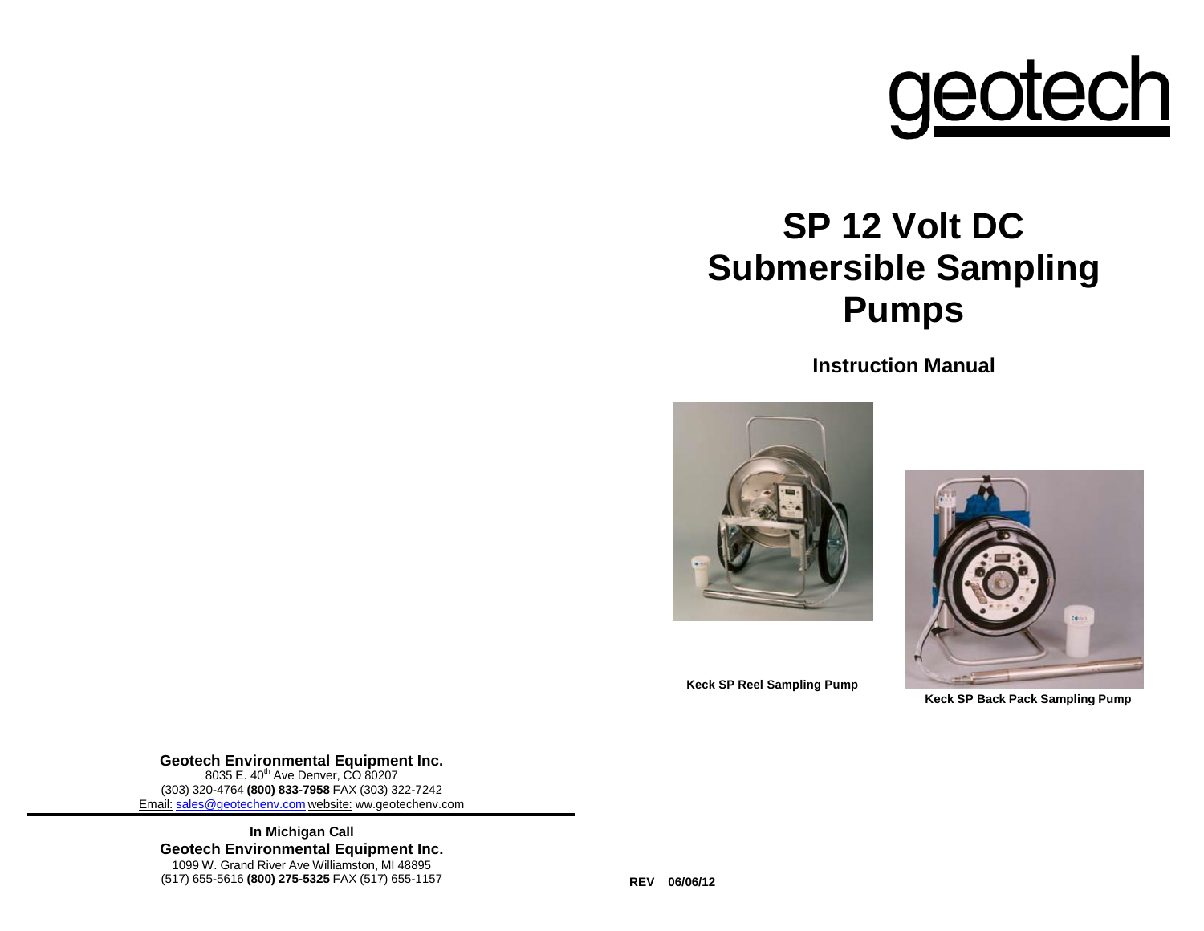geotech

# SP 12 Volt DC Submersible Sampling Pumps

## Instruction Manual

Keck SP Reel Sampling Pump

Keck SP Back Pack Sampling Pump

**Geotech Environmental Equipment Inc.**
8035 E. 40th Ave Denver, CO 80207
(303) 320-4764 **(800) 833-7958** FAX (303) 322-7242
Email: sales@geotechenv.com website: ww.geotechenv.com

**In Michigan Call**
**Geotech Environmental Equipment Inc.**
1099 W. Grand River Ave Williamston, MI 48895
(517) 655-5616 **(800) 275-5325** FAX (517) 655-1157

**REV 06/06/12**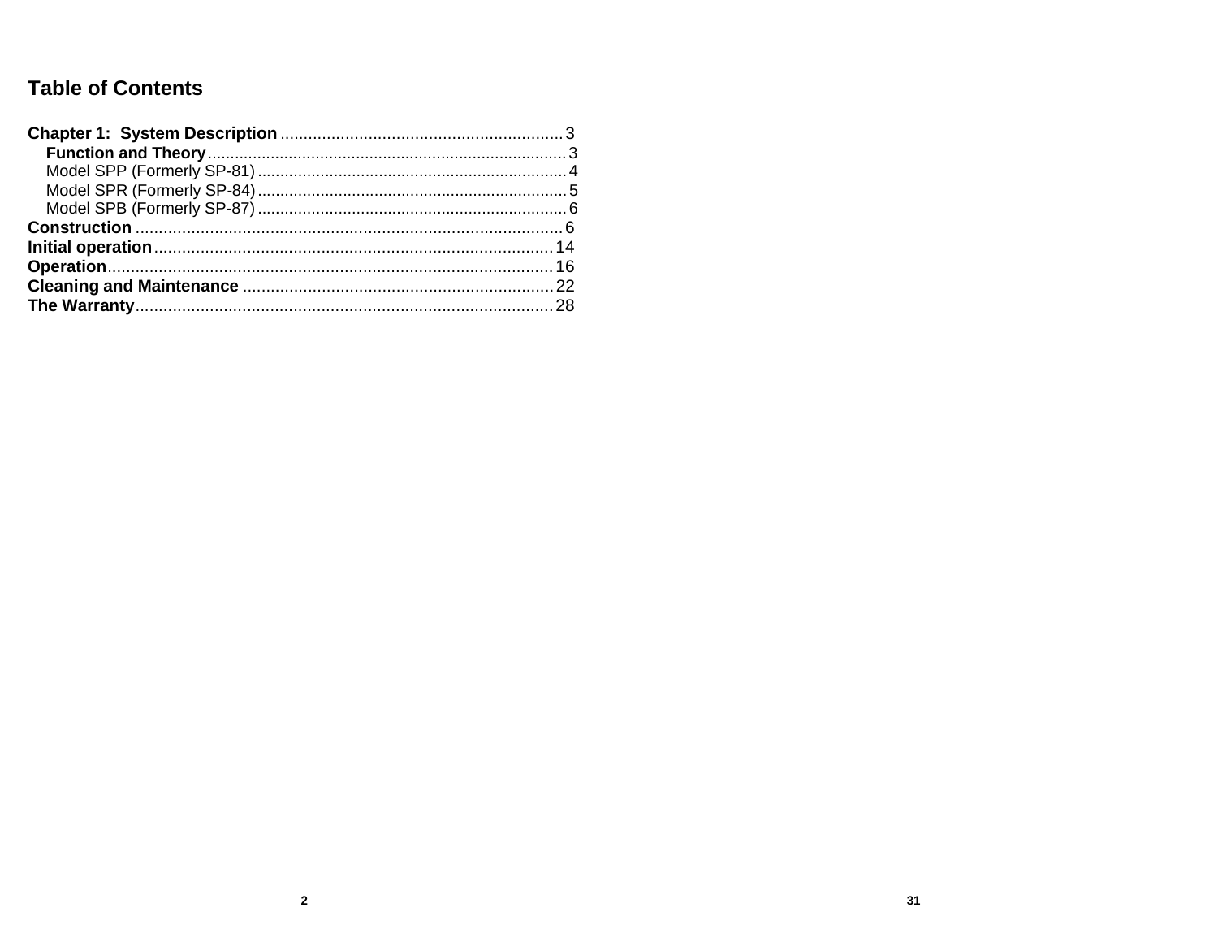# Table of Contents

**Chapter 1: System Description** ............................................................ 3

- **Function and Theory** ............................................................ 3
- Model SPP (Formerly SP-81) ............................................................ 4
- Model SPR (Formerly SP-84) ............................................................ 5
- Model SPB (Formerly SP-87) ............................................................ 6

**Construction** ............................................................ 6

**Initial operation** ............................................................ 14

**Operation** ............................................................ 16

**Cleaning and Maintenance** ............................................................ 22

**The Warranty** ............................................................ 28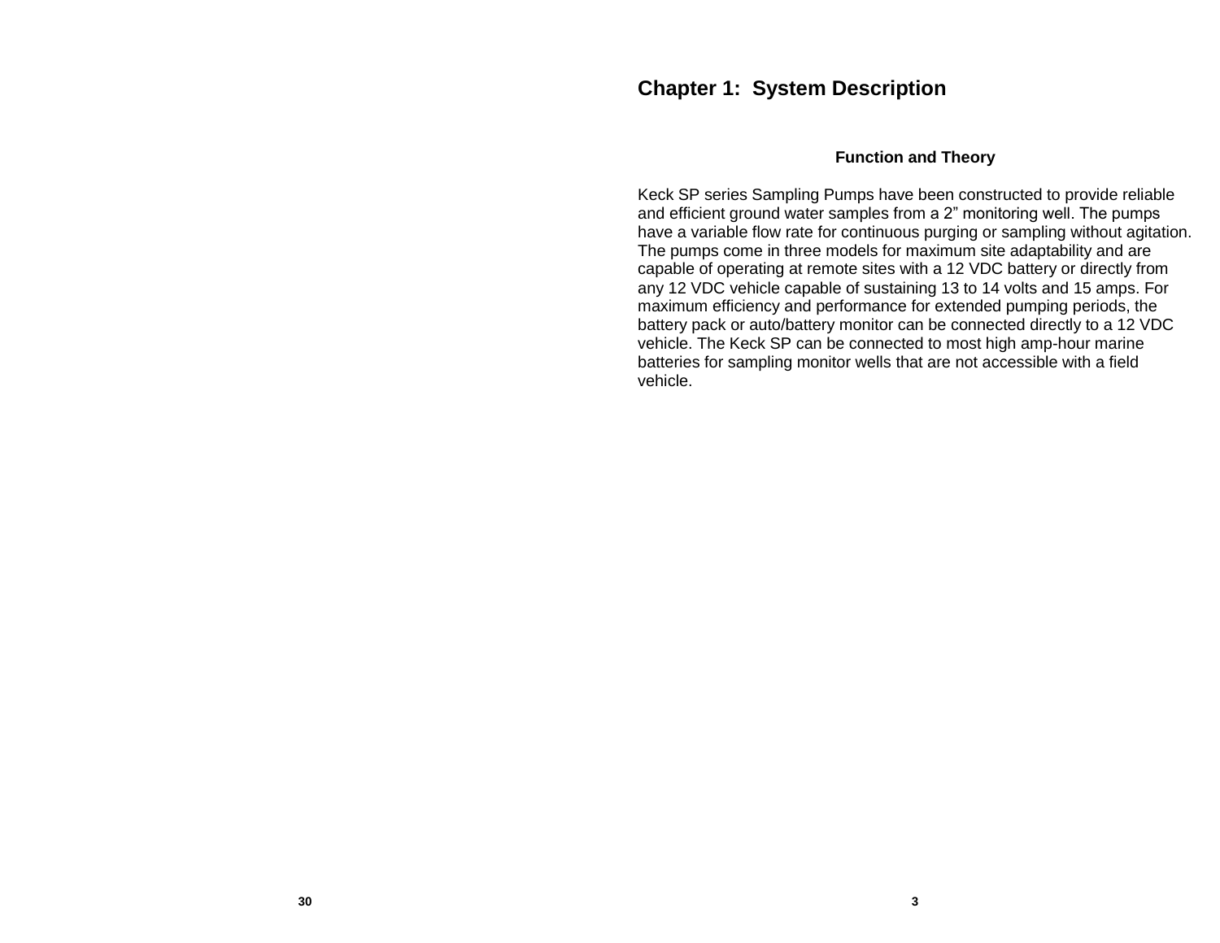# Chapter 1: System Description

## Function and Theory

Keck SP series Sampling Pumps have been constructed to provide reliable and efficient ground water samples from a 2" monitoring well. The pumps have a variable flow rate for continuous purging or sampling without agitation. The pumps come in three models for maximum site adaptability and are capable of operating at remote sites with a 12 VDC battery or directly from any 12 VDC vehicle capable of sustaining 13 to 14 volts and 15 amps. For maximum efficiency and performance for extended pumping periods, the battery pack or auto/battery monitor can be connected directly to a 12 VDC vehicle. The Keck SP can be connected to most high amp-hour marine batteries for sampling monitor wells that are not accessible with a field vehicle.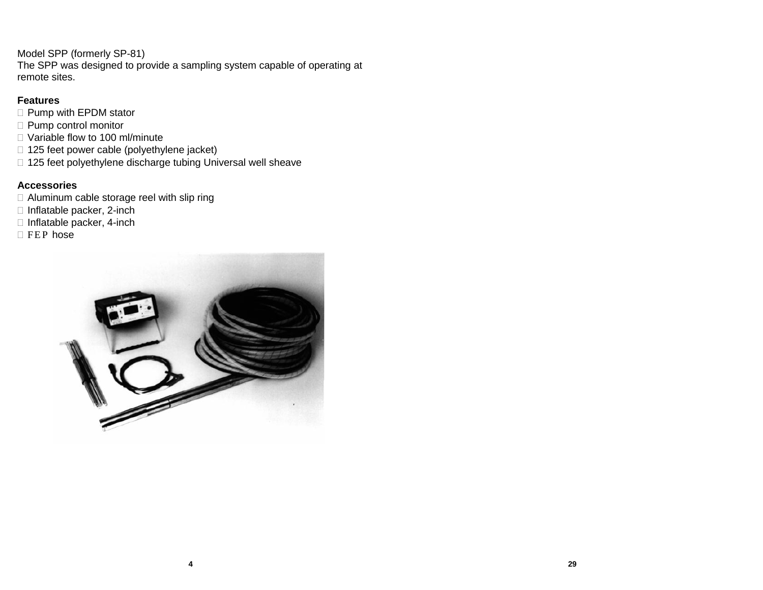Model SPP (formerly SP-81)
The SPP was designed to provide a sampling system capable of operating at remote sites.

**Features**

- Pump with EPDM stator
- Pump control monitor
- Variable flow to 100 ml/minute
- 125 feet power cable (polyethylene jacket)
- 125 feet polyethylene discharge tubing Universal well sheave

**Accessories**

- Aluminum cable storage reel with slip ring
- Inflatable packer, 2-inch
- Inflatable packer, 4-inch
- FEP hose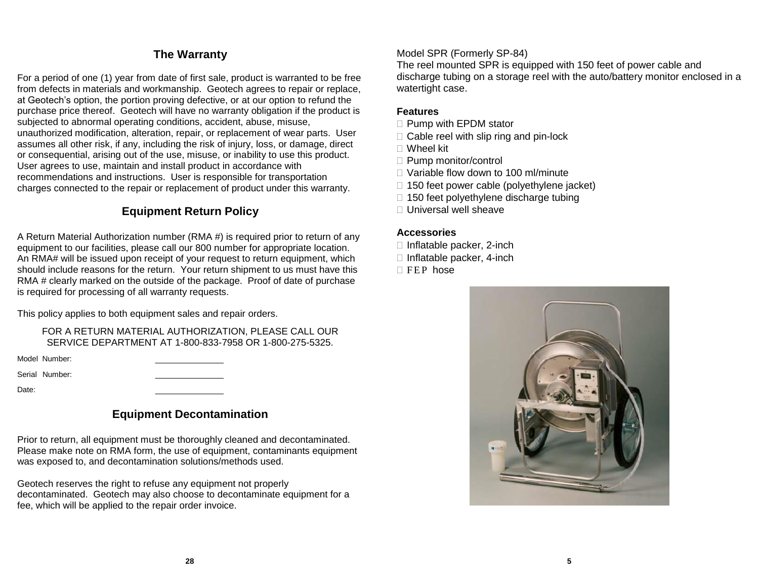## The Warranty

For a period of one (1) year from date of first sale, product is warranted to be free from defects in materials and workmanship. Geotech agrees to repair or replace, at Geotech's option, the portion proving defective, or at our option to refund the purchase price thereof. Geotech will have no warranty obligation if the product is subjected to abnormal operating conditions, accident, abuse, misuse, unauthorized modification, alteration, repair, or replacement of wear parts. User assumes all other risk, if any, including the risk of injury, loss, or damage, direct or consequential, arising out of the use, misuse, or inability to use this product. User agrees to use, maintain and install product in accordance with recommendations and instructions. User is responsible for transportation charges connected to the repair or replacement of product under this warranty.

## Equipment Return Policy

A Return Material Authorization number (RMA #) is required prior to return of any equipment to our facilities, please call our 800 number for appropriate location. An RMA# will be issued upon receipt of your request to return equipment, which should include reasons for the return. Your return shipment to us must have this RMA # clearly marked on the outside of the package. Proof of date of purchase is required for processing of all warranty requests.

This policy applies to both equipment sales and repair orders.

FOR A RETURN MATERIAL AUTHORIZATION, PLEASE CALL OUR SERVICE DEPARTMENT AT 1-800-833-7958 OR 1-800-275-5325.

Model Number: ______________

Serial Number: ______________

Date: ______________

## Equipment Decontamination

Prior to return, all equipment must be thoroughly cleaned and decontaminated. Please make note on RMA form, the use of equipment, contaminants equipment was exposed to, and decontamination solutions/methods used.

Geotech reserves the right to refuse any equipment not properly decontaminated. Geotech may also choose to decontaminate equipment for a fee, which will be applied to the repair order invoice.

Model SPR (Formerly SP-84)
The reel mounted SPR is equipped with 150 feet of power cable and discharge tubing on a storage reel with the auto/battery monitor enclosed in a watertight case.

**Features**

- Pump with EPDM stator
- Cable reel with slip ring and pin-lock
- Wheel kit
- Pump monitor/control
- Variable flow down to 100 ml/minute
- 150 feet power cable (polyethylene jacket)
- 150 feet polyethylene discharge tubing
- Universal well sheave

**Accessories**

- Inflatable packer, 2-inch
- Inflatable packer, 4-inch
- FEP hose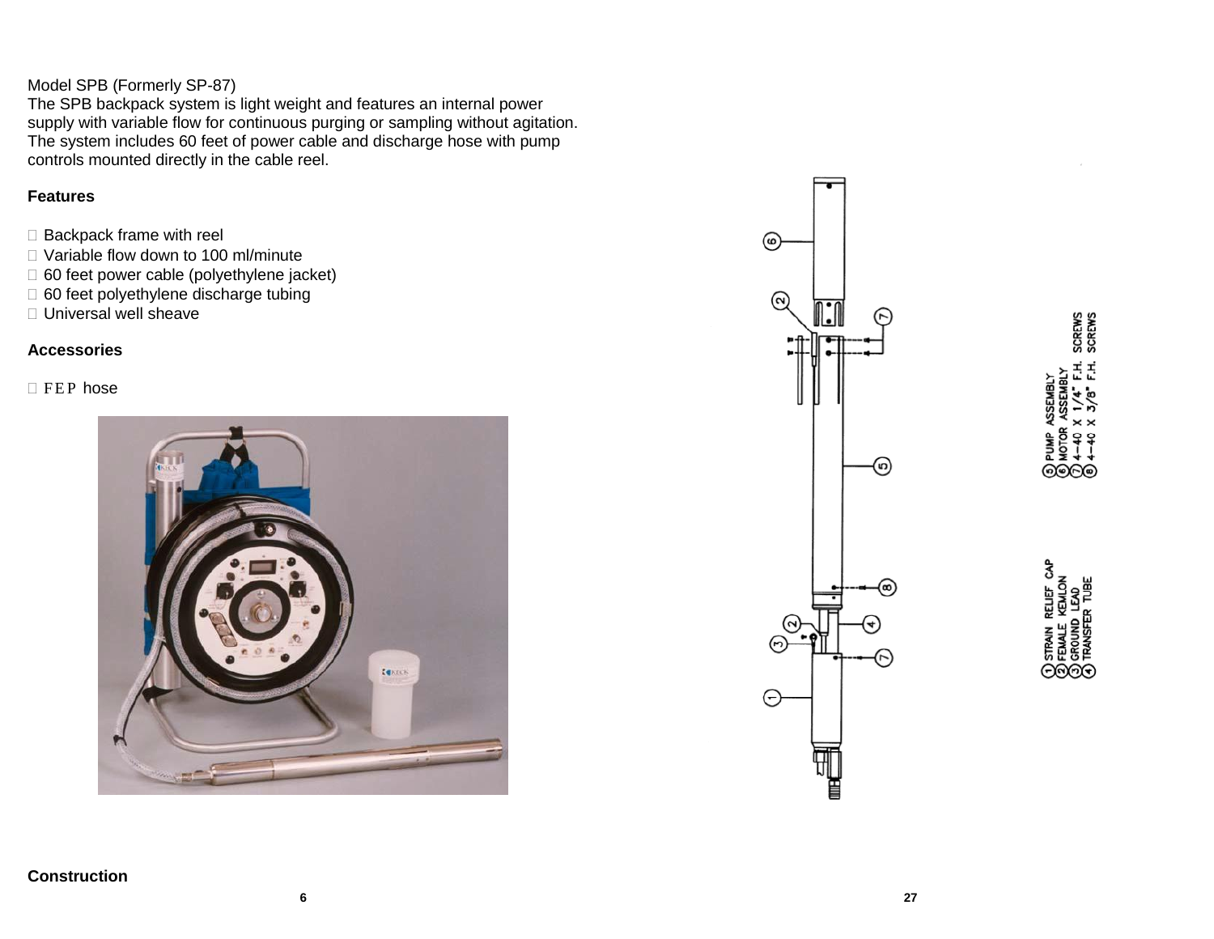Model SPB (Formerly SP-87)
The SPB backpack system is light weight and features an internal power supply with variable flow for continuous purging or sampling without agitation. The system includes 60 feet of power cable and discharge hose with pump controls mounted directly in the cable reel.

**Features**

- Backpack frame with reel
- Variable flow down to 100 ml/minute
- 60 feet power cable (polyethylene jacket)
- 60 feet polyethylene discharge tubing
- Universal well sheave

**Accessories**

- FEP hose

**Construction**

1. STRAIN RELIEF CAP
2. FEMALE KEMLON
3. GROUND LEAD
4. TRANSFER TUBE
5. PUMP ASSEMBLY
6. MOTOR ASSEMBLY
7. 4-40 X 1/4" F.H. SCREWS
8. 4-40 X 3/8" F.H. SCREWS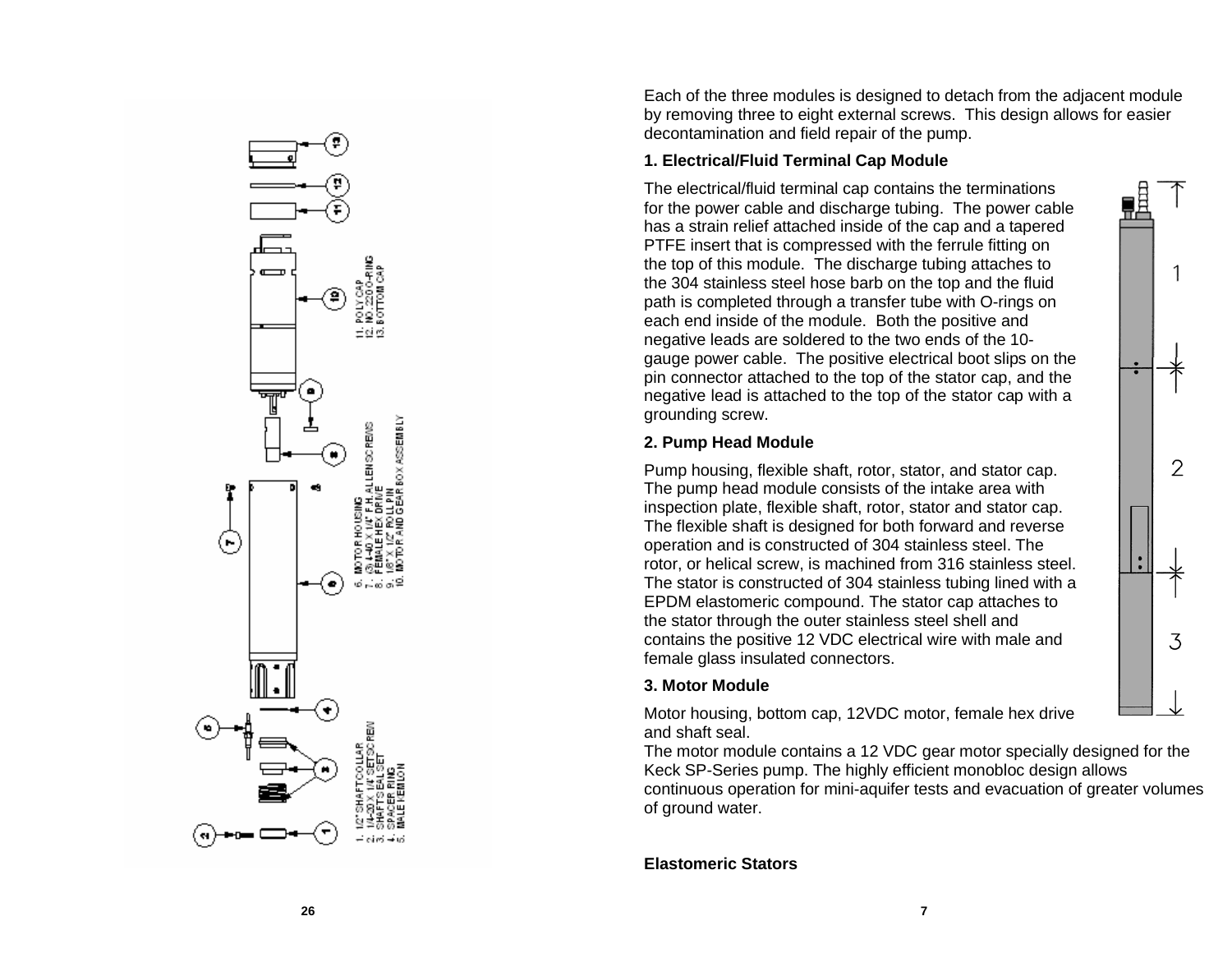6. MOTOR HOUSING
7. (3) 4-40 X 1/4" F.H. ALLEN SCREWS
8. FEMALE HEX DRIVE
9. 1/8" X 1/2" ROLL PIN
10. MOTOR AND GEAR BOX ASSEMBLY

11. POLY CAP
12. NO. 2200-RING
13. BOTTOM CAP

1. 1/2" SHAFT COLLAR
2. 1/4-20 X 1/4 SETSCREW
3. SHAFT SEAL SET
4. SPACER RING
5. MALE FEMLOCK

Each of the three modules is designed to detach from the adjacent module by removing three to eight external screws. This design allows for easier decontamination and field repair of the pump.

**1. Electrical/Fluid Terminal Cap Module**

The electrical/fluid terminal cap contains the terminations for the power cable and discharge tubing. The power cable has a strain relief attached inside of the cap and a tapered PTFE insert that is compressed with the ferrule fitting on the top of this module. The discharge tubing attaches to the 304 stainless steel hose barb on the top and the fluid path is completed through a transfer tube with O-rings on each end inside of the module. Both the positive and negative leads are soldered to the two ends of the 10-gauge power cable. The positive electrical boot slips on the pin connector attached to the top of the stator cap, and the negative lead is attached to the top of the stator cap with a grounding screw.

**2. Pump Head Module**

Pump housing, flexible shaft, rotor, stator, and stator cap. The pump head module consists of the intake area with inspection plate, flexible shaft, rotor, stator and stator cap. The flexible shaft is designed for both forward and reverse operation and is constructed of 304 stainless steel. The rotor, or helical screw, is machined from 316 stainless steel. The stator is constructed of 304 stainless tubing lined with a EPDM elastomeric compound. The stator cap attaches to the stator through the outer stainless steel shell and contains the positive 12 VDC electrical wire with male and female glass insulated connectors.

**3. Motor Module**

Motor housing, bottom cap, 12VDC motor, female hex drive and shaft seal.
The motor module contains a 12 VDC gear motor specially designed for the Keck SP-Series pump. The highly efficient monobloc design allows continuous operation for mini-aquifer tests and evacuation of greater volumes of ground water.

**Elastomeric Stators**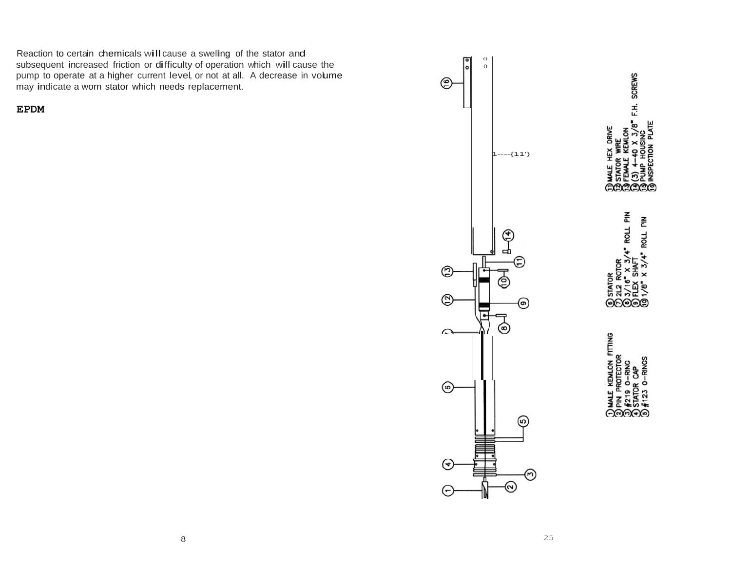Reaction to certain chemicals will cause a swelling of the stator and subsequent increased friction or difficulty of operation which will cause the pump to operate at a higher current level, or not at all. A decrease in volume may indicate a worn stator which needs replacement.

**EPDM**

1. MALE KEMLON FITTING
2. PIN PROTECTOR
3. #219 O-RING
4. STATOR CAP
5. #123 O-RINGS
6. STATOR
7. 2L2 ROTOR
8. 3/16" X 3/4" ROLL PIN
9. FLEX SHAFT
10. 1/8" X 3/4" ROLL PIN
11. MALE HEX DRIVE
12. STATOR WIRE
13. FEMALE KEMLON
14. (3) 4-40 X 3/8" F.H. SCREWS
15. PUMP HOUSING
16. INSPECTION PLATE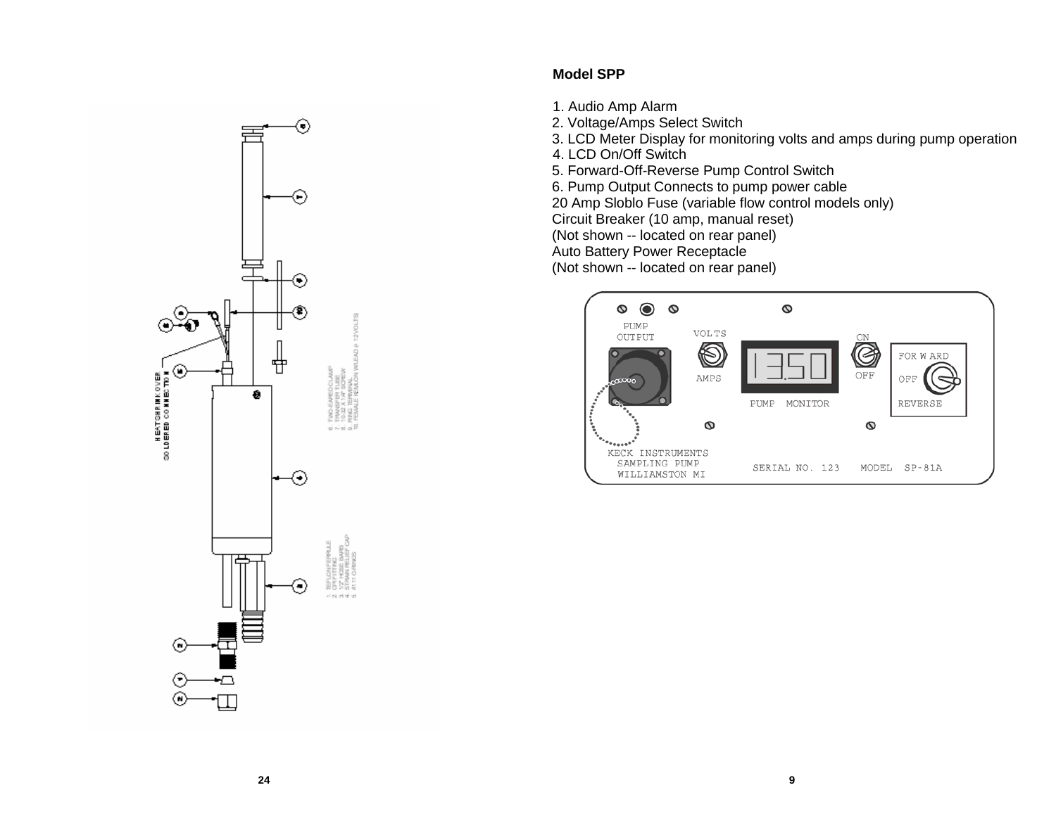**Model SPP**

1. Audio Amp Alarm
2. Voltage/Amps Select Switch
3. LCD Meter Display for monitoring volts and amps during pump operation
4. LCD On/Off Switch
5. Forward-Off-Reverse Pump Control Switch
6. Pump Output Connects to pump power cable

20 Amp Sloblo Fuse (variable flow control models only)
Circuit Breaker (10 amp, manual reset)
(Not shown -- located on rear panel)
Auto Battery Power Receptacle
(Not shown -- located on rear panel)

HEATSHRINK OVER SOLDERED CONNECTION

1. TEFLON FERRULE
2. CPI FITTING
3. 1/2" HOSE BARB
4. STRAIN RELIEF CAP
5. #111 O-RINGS
6. TWO-EARED CLAMP
7. TRANSFER TUBE
8. 10-32 X 1/4" SCREW
9. RING TERMINAL
10. FEMALE NEWLON W/LEAD (+ 12 VOLTS)

PUMP OUTPUT

VOLTS

AMPS

13.50

PUMP MONITOR

ON

OFF

FORWARD

OFF

REVERSE

KECK INSTRUMENTS
SAMPLING PUMP
WILLIAMSTON MI

SERIAL NO. 123 MODEL SP-81A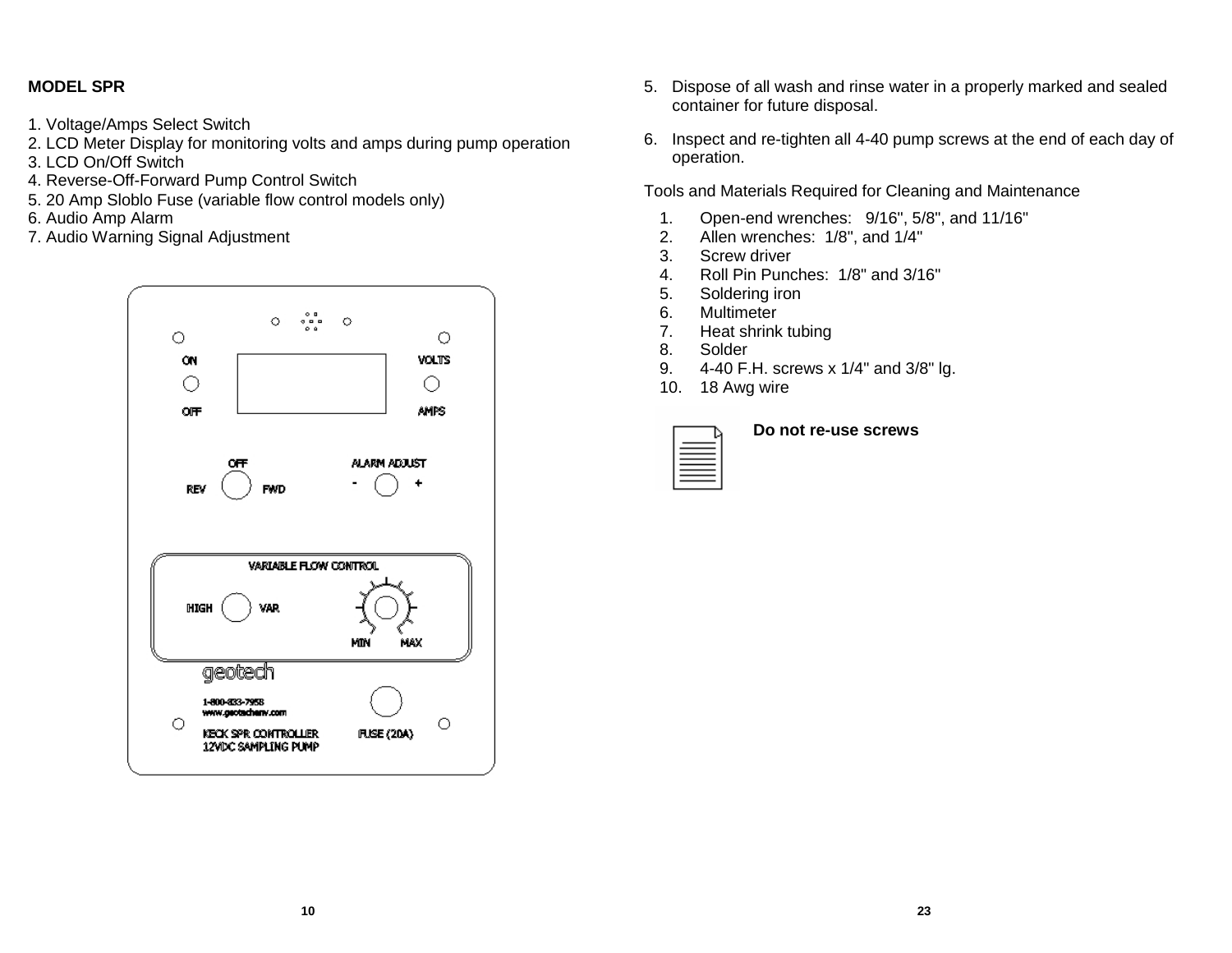**MODEL SPR**

1. Voltage/Amps Select Switch
2. LCD Meter Display for monitoring volts and amps during pump operation
3. LCD On/Off Switch
4. Reverse-Off-Forward Pump Control Switch
5. 20 Amp Sloblo Fuse (variable flow control models only)
6. Audio Amp Alarm
7. Audio Warning Signal Adjustment

ON

OFF

VOLTS

AMPS

OFF

REV FWD

ALARM ADJUST

\- +

VARIABLE FLOW CONTROL

HIGH VAR

MIN MAX

geotech

1-800-833-7958
www.geotechenv.com

KECK SPR CONTROLLER
12VDC SAMPLING PUMP

FUSE (20A)

5. Dispose of all wash and rinse water in a properly marked and sealed container for future disposal.

6. Inspect and re-tighten all 4-40 pump screws at the end of each day of operation.

Tools and Materials Required for Cleaning and Maintenance

1. Open-end wrenches: 9/16", 5/8", and 11/16"
2. Allen wrenches: 1/8", and 1/4"
3. Screw driver
4. Roll Pin Punches: 1/8" and 3/16"
5. Soldering iron
6. Multimeter
7. Heat shrink tubing
8. Solder
9. 4-40 F.H. screws x 1/4" and 3/8" lg.
10. 18 Awg wire

**Do not re-use screws**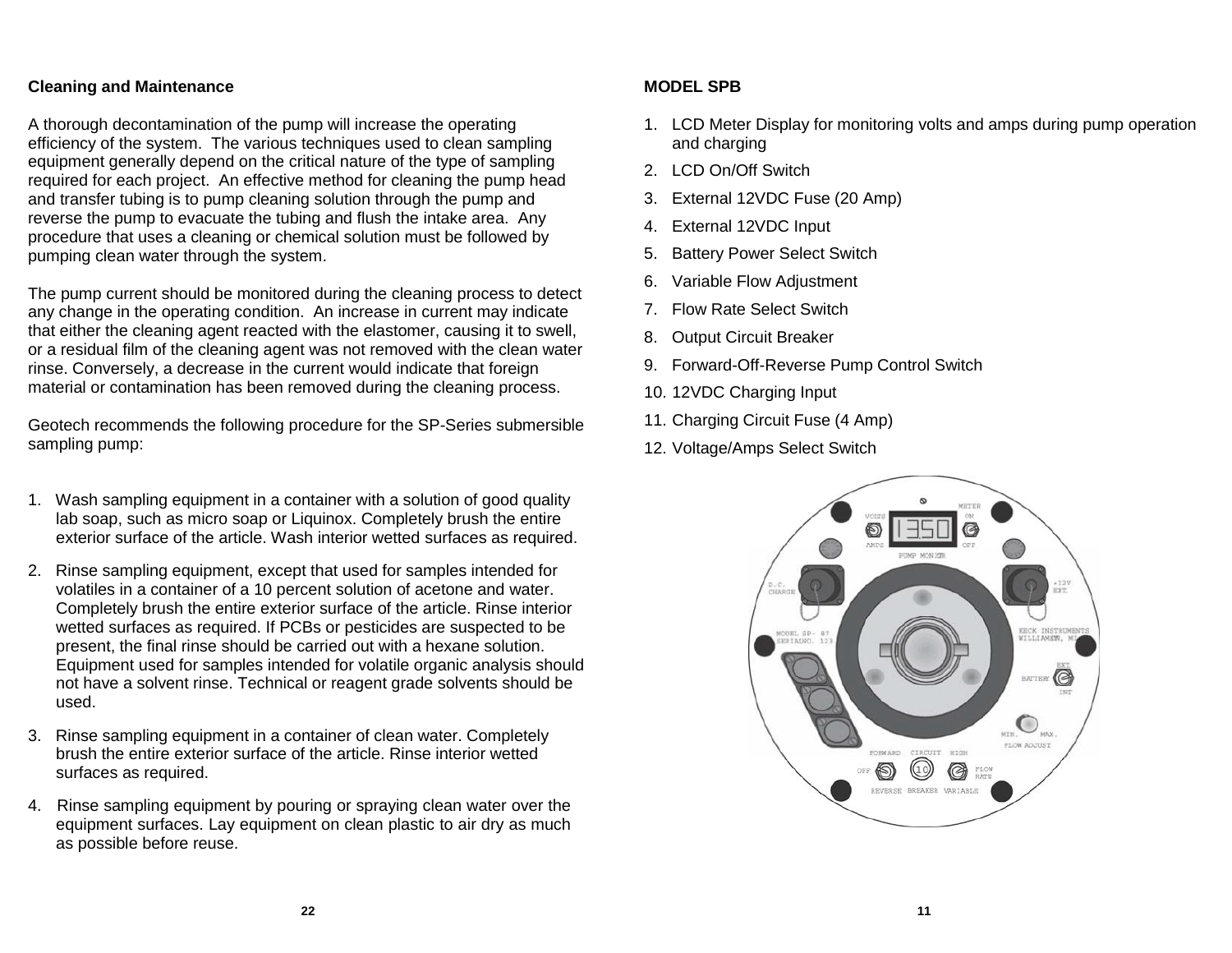## Cleaning and Maintenance

A thorough decontamination of the pump will increase the operating efficiency of the system. The various techniques used to clean sampling equipment generally depend on the critical nature of the type of sampling required for each project. An effective method for cleaning the pump head and transfer tubing is to pump cleaning solution through the pump and reverse the pump to evacuate the tubing and flush the intake area. Any procedure that uses a cleaning or chemical solution must be followed by pumping clean water through the system.

The pump current should be monitored during the cleaning process to detect any change in the operating condition. An increase in current may indicate that either the cleaning agent reacted with the elastomer, causing it to swell, or a residual film of the cleaning agent was not removed with the clean water rinse. Conversely, a decrease in the current would indicate that foreign material or contamination has been removed during the cleaning process.

Geotech recommends the following procedure for the SP-Series submersible sampling pump:

1. Wash sampling equipment in a container with a solution of good quality lab soap, such as micro soap or Liquinox. Completely brush the entire exterior surface of the article. Wash interior wetted surfaces as required.
2. Rinse sampling equipment, except that used for samples intended for volatiles in a container of a 10 percent solution of acetone and water. Completely brush the entire exterior surface of the article. Rinse interior wetted surfaces as required. If PCBs or pesticides are suspected to be present, the final rinse should be carried out with a hexane solution. Equipment used for samples intended for volatile organic analysis should not have a solvent rinse. Technical or reagent grade solvents should be used.
3. Rinse sampling equipment in a container of clean water. Completely brush the entire exterior surface of the article. Rinse interior wetted surfaces as required.
4. Rinse sampling equipment by pouring or spraying clean water over the equipment surfaces. Lay equipment on clean plastic to air dry as much as possible before reuse.

## MODEL SPB

1. LCD Meter Display for monitoring volts and amps during pump operation and charging
2. LCD On/Off Switch
3. External 12VDC Fuse (20 Amp)
4. External 12VDC Input
5. Battery Power Select Switch
6. Variable Flow Adjustment
7. Flow Rate Select Switch
8. Output Circuit Breaker
9. Forward-Off-Reverse Pump Control Switch
10. 12VDC Charging Input
11. Charging Circuit Fuse (4 Amp)
12. Voltage/Amps Select Switch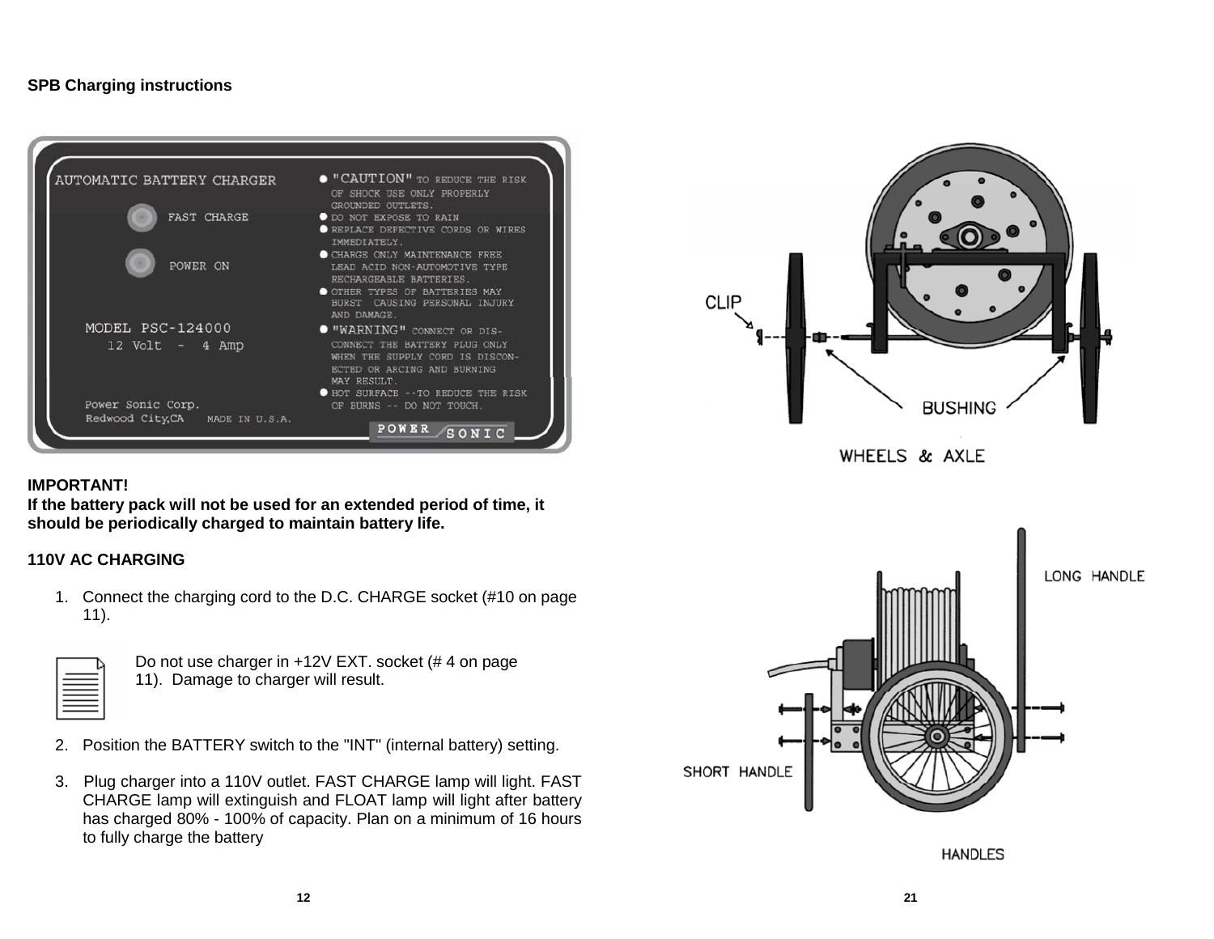**SPB Charging instructions**

**IMPORTANT!**
**If the battery pack will not be used for an extended period of time, it should be periodically charged to maintain battery life.**

**110V AC CHARGING**

1. Connect the charging cord to the D.C. CHARGE socket (#10 on page 11).

Do not use charger in +12V EXT. socket (# 4 on page 11). Damage to charger will result.

2. Position the BATTERY switch to the "INT" (internal battery) setting.

3. Plug charger into a 110V outlet. FAST CHARGE lamp will light. FAST CHARGE lamp will extinguish and FLOAT lamp will light after battery has charged 80% - 100% of capacity. Plan on a minimum of 16 hours to fully charge the battery

WHEELS & AXLE

HANDLES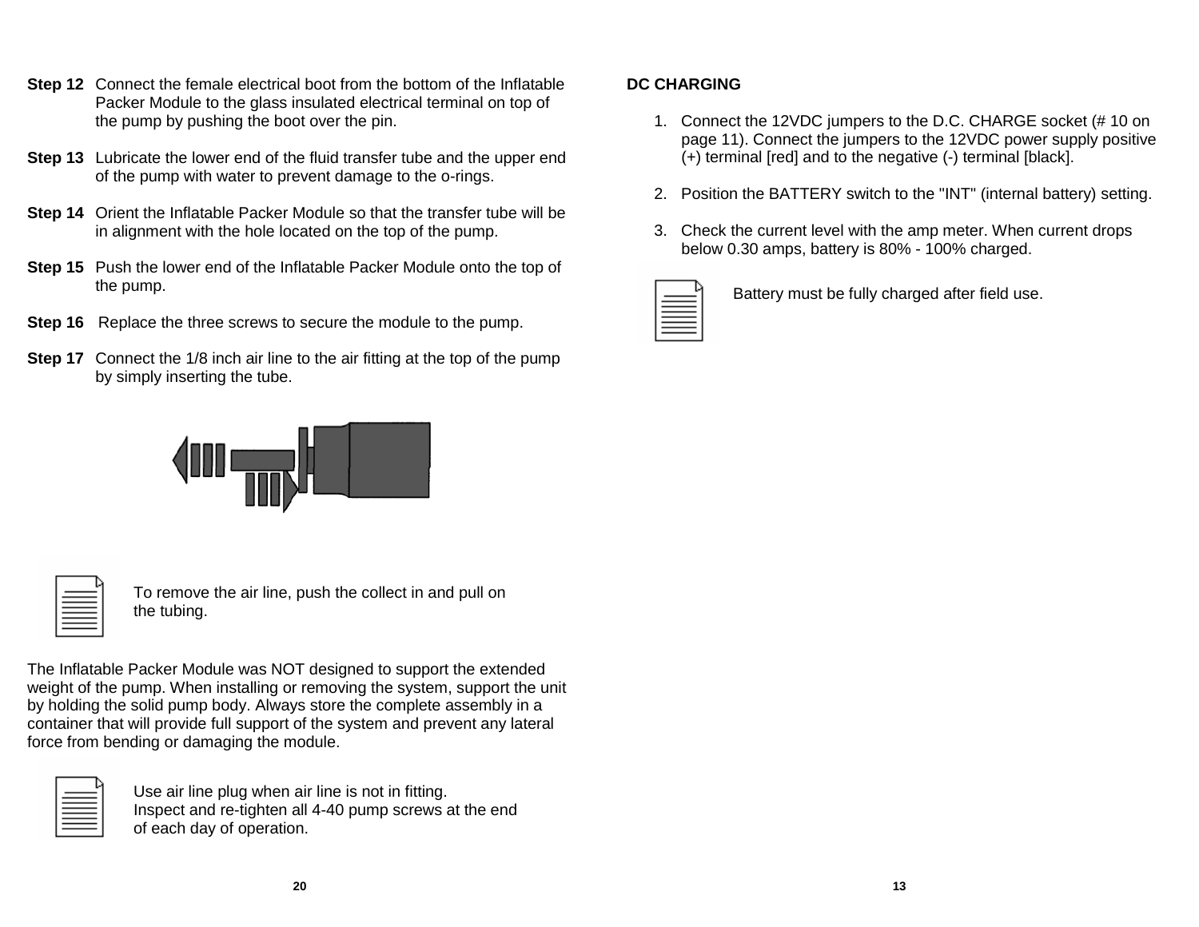**Step 12** Connect the female electrical boot from the bottom of the Inflatable Packer Module to the glass insulated electrical terminal on top of the pump by pushing the boot over the pin.

**Step 13** Lubricate the lower end of the fluid transfer tube and the upper end of the pump with water to prevent damage to the o-rings.

**Step 14** Orient the Inflatable Packer Module so that the transfer tube will be in alignment with the hole located on the top of the pump.

**Step 15** Push the lower end of the Inflatable Packer Module onto the top of the pump.

**Step 16** Replace the three screws to secure the module to the pump.

**Step 17** Connect the 1/8 inch air line to the air fitting at the top of the pump by simply inserting the tube.

To remove the air line, push the collect in and pull on the tubing.

The Inflatable Packer Module was NOT designed to support the extended weight of the pump. When installing or removing the system, support the unit by holding the solid pump body. Always store the complete assembly in a container that will provide full support of the system and prevent any lateral force from bending or damaging the module.

Use air line plug when air line is not in fitting.
Inspect and re-tighten all 4-40 pump screws at the end of each day of operation.

**DC CHARGING**

1. Connect the 12VDC jumpers to the D.C. CHARGE socket (# 10 on page 11). Connect the jumpers to the 12VDC power supply positive (+) terminal [red] and to the negative (-) terminal [black].

2. Position the BATTERY switch to the "INT" (internal battery) setting.

3. Check the current level with the amp meter. When current drops below 0.30 amps, battery is 80% - 100% charged.

Battery must be fully charged after field use.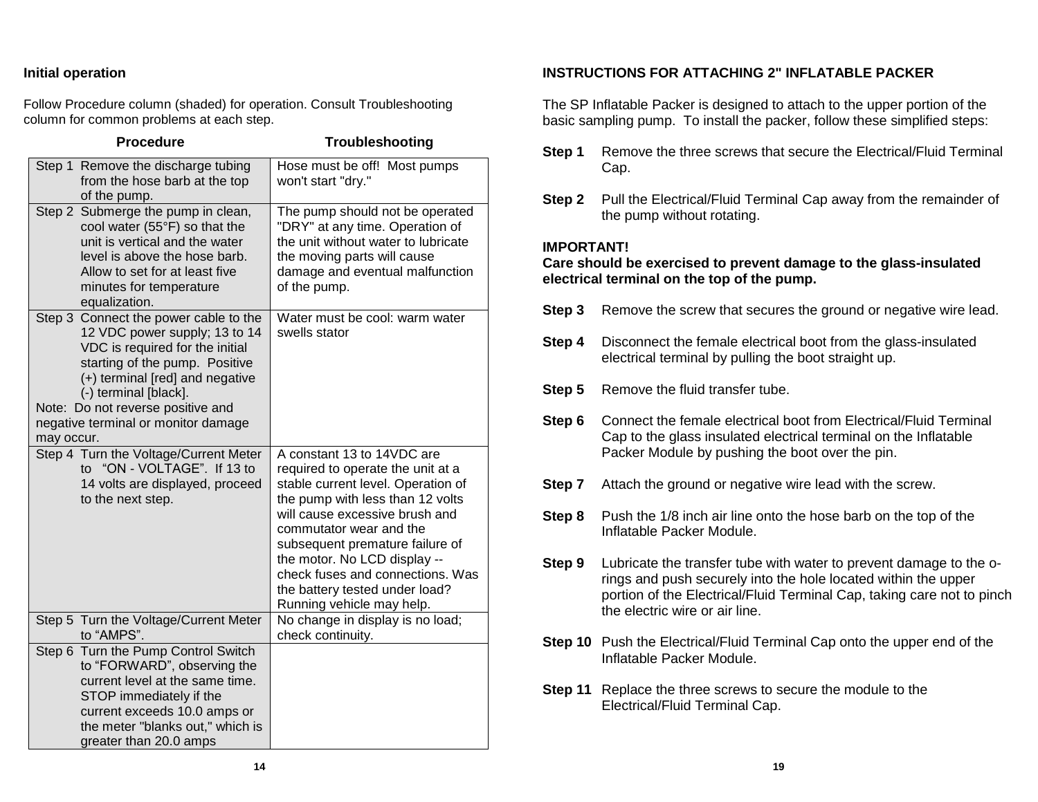## Initial operation

Follow Procedure column (shaded) for operation. Consult Troubleshooting column for common problems at each step.

| Procedure | Troubleshooting |
|---|---|
| Step 1 Remove the discharge tubing from the hose barb at the top of the pump. | Hose must be off! Most pumps won't start "dry." |
| Step 2 Submerge the pump in clean, cool water (55°F) so that the unit is vertical and the water level is above the hose barb. Allow to set for at least five minutes for temperature equalization. | The pump should not be operated "DRY" at any time. Operation of the unit without water to lubricate the moving parts will cause damage and eventual malfunction of the pump. |
| Step 3 Connect the power cable to the 12 VDC power supply; 13 to 14 VDC is required for the initial starting of the pump. Positive (+) terminal [red] and negative (-) terminal [black]. Note: Do not reverse positive and negative terminal or monitor damage may occur. | Water must be cool: warm water swells stator |
| Step 4 Turn the Voltage/Current Meter to "ON - VOLTAGE". If 13 to 14 volts are displayed, proceed to the next step. | A constant 13 to 14VDC are required to operate the unit at a stable current level. Operation of the pump with less than 12 volts will cause excessive brush and commutator wear and the subsequent premature failure of the motor. No LCD display -- check fuses and connections. Was the battery tested under load? Running vehicle may help. |
| Step 5 Turn the Voltage/Current Meter to "AMPS". | No change in display is no load; check continuity. |
| Step 6 Turn the Pump Control Switch to "FORWARD", observing the current level at the same time. STOP immediately if the current exceeds 10.0 amps or the meter "blanks out," which is greater than 20.0 amps | |

## INSTRUCTIONS FOR ATTACHING 2" INFLATABLE PACKER

The SP Inflatable Packer is designed to attach to the upper portion of the basic sampling pump. To install the packer, follow these simplified steps:

**Step 1** Remove the three screws that secure the Electrical/Fluid Terminal Cap.

**Step 2** Pull the Electrical/Fluid Terminal Cap away from the remainder of the pump without rotating.

**IMPORTANT!**
**Care should be exercised to prevent damage to the glass-insulated electrical terminal on the top of the pump.**

**Step 3** Remove the screw that secures the ground or negative wire lead.

**Step 4** Disconnect the female electrical boot from the glass-insulated electrical terminal by pulling the boot straight up.

**Step 5** Remove the fluid transfer tube.

**Step 6** Connect the female electrical boot from Electrical/Fluid Terminal Cap to the glass insulated electrical terminal on the Inflatable Packer Module by pushing the boot over the pin.

**Step 7** Attach the ground or negative wire lead with the screw.

**Step 8** Push the 1/8 inch air line onto the hose barb on the top of the Inflatable Packer Module.

**Step 9** Lubricate the transfer tube with water to prevent damage to the o-rings and push securely into the hole located within the upper portion of the Electrical/Fluid Terminal Cap, taking care not to pinch the electric wire or air line.

**Step 10** Push the Electrical/Fluid Terminal Cap onto the upper end of the Inflatable Packer Module.

**Step 11** Replace the three screws to secure the module to the Electrical/Fluid Terminal Cap.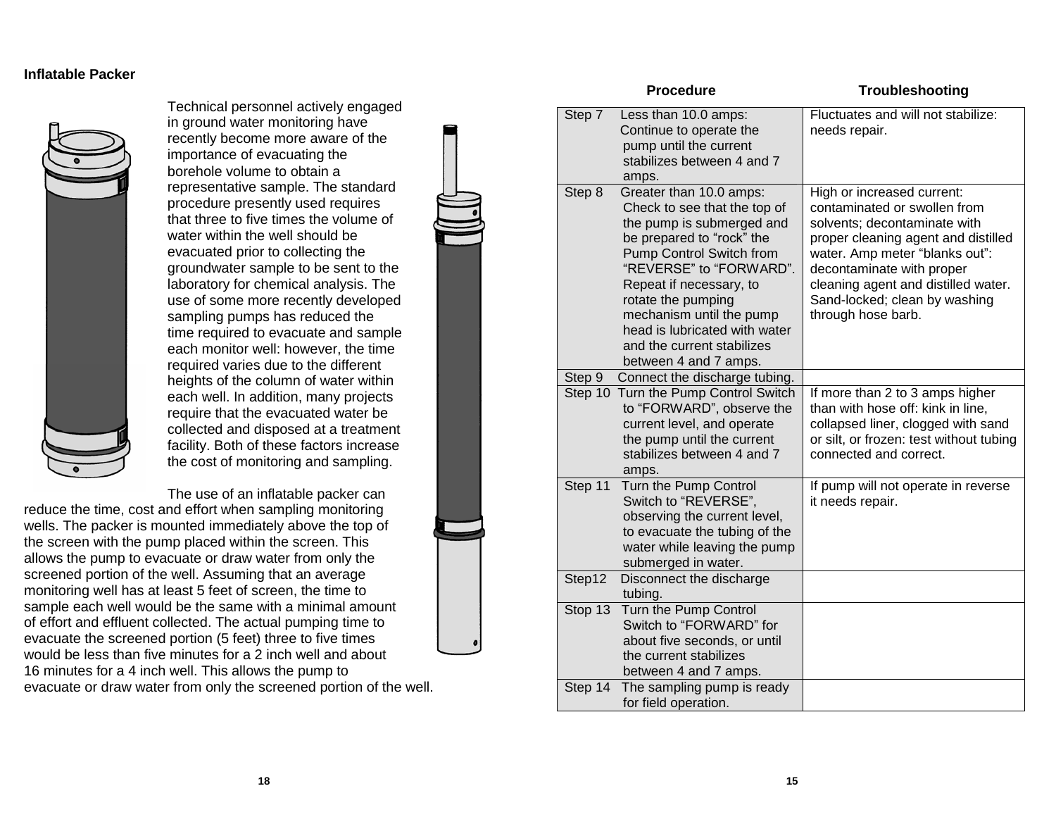## Inflatable Packer

Technical personnel actively engaged in ground water monitoring have recently become more aware of the importance of evacuating the borehole volume to obtain a representative sample. The standard procedure presently used requires that three to five times the volume of water within the well should be evacuated prior to collecting the groundwater sample to be sent to the laboratory for chemical analysis. The use of some more recently developed sampling pumps has reduced the time required to evacuate and sample each monitor well: however, the time required varies due to the different heights of the column of water within each well. In addition, many projects require that the evacuated water be collected and disposed at a treatment facility. Both of these factors increase the cost of monitoring and sampling.

The use of an inflatable packer can reduce the time, cost and effort when sampling monitoring wells. The packer is mounted immediately above the top of the screen with the pump placed within the screen. This allows the pump to evacuate or draw water from only the screened portion of the well. Assuming that an average monitoring well has at least 5 feet of screen, the time to sample each well would be the same with a minimal amount of effort and effluent collected. The actual pumping time to evacuate the screened portion (5 feet) three to five times would be less than five minutes for a 2 inch well and about 16 minutes for a 4 inch well. This allows the pump to evacuate or draw water from only the screened portion of the well.

| Procedure | Troubleshooting |
|---|---|
| Step 7 Less than 10.0 amps: Continue to operate the pump until the current stabilizes between 4 and 7 amps. | Fluctuates and will not stabilize: needs repair. |
| Step 8 Greater than 10.0 amps: Check to see that the top of the pump is submerged and be prepared to “rock” the Pump Control Switch from “REVERSE” to “FORWARD”. Repeat if necessary, to rotate the pumping mechanism until the pump head is lubricated with water and the current stabilizes between 4 and 7 amps. | High or increased current: contaminated or swollen from solvents; decontaminate with proper cleaning agent and distilled water. Amp meter “blanks out”: decontaminate with proper cleaning agent and distilled water. Sand-locked; clean by washing through hose barb. |
| Step 9 Connect the discharge tubing. | |
| Step 10 Turn the Pump Control Switch to “FORWARD”, observe the current level, and operate the pump until the current stabilizes between 4 and 7 amps. | If more than 2 to 3 amps higher than with hose off: kink in line, collapsed liner, clogged with sand or silt, or frozen: test without tubing connected and correct. |
| Step 11 Turn the Pump Control Switch to “REVERSE”, observing the current level, to evacuate the tubing of the water while leaving the pump submerged in water. | If pump will not operate in reverse it needs repair. |
| Step12 Disconnect the discharge tubing. | |
| Stop 13 Turn the Pump Control Switch to “FORWARD” for about five seconds, or until the current stabilizes between 4 and 7 amps. | |
| Step 14 The sampling pump is ready for field operation. | |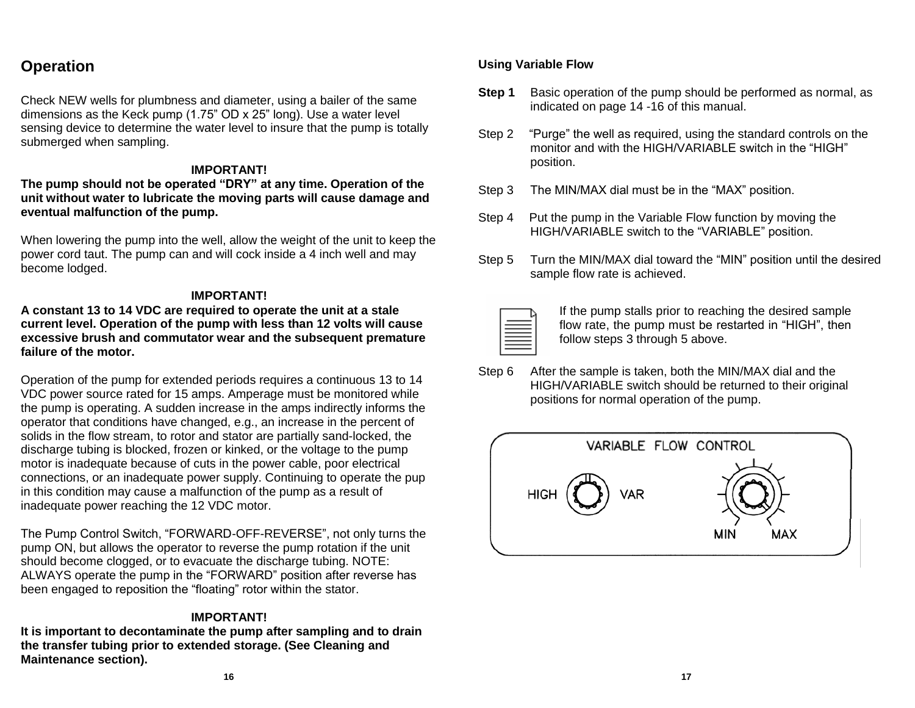## Operation

Check NEW wells for plumbness and diameter, using a bailer of the same dimensions as the Keck pump (1.75” OD x 25” long). Use a water level sensing device to determine the water level to insure that the pump is totally submerged when sampling.

**IMPORTANT!**

**The pump should not be operated “DRY” at any time. Operation of the unit without water to lubricate the moving parts will cause damage and eventual malfunction of the pump.**

When lowering the pump into the well, allow the weight of the unit to keep the power cord taut. The pump can and will cock inside a 4 inch well and may become lodged.

**IMPORTANT!**

**A constant 13 to 14 VDC are required to operate the unit at a stale current level. Operation of the pump with less than 12 volts will cause excessive brush and commutator wear and the subsequent premature failure of the motor.**

Operation of the pump for extended periods requires a continuous 13 to 14 VDC power source rated for 15 amps. Amperage must be monitored while the pump is operating. A sudden increase in the amps indirectly informs the operator that conditions have changed, e.g., an increase in the percent of solids in the flow stream, to rotor and stator are partially sand-locked, the discharge tubing is blocked, frozen or kinked, or the voltage to the pump motor is inadequate because of cuts in the power cable, poor electrical connections, or an inadequate power supply. Continuing to operate the pup in this condition may cause a malfunction of the pump as a result of inadequate power reaching the 12 VDC motor.

The Pump Control Switch, “FORWARD-OFF-REVERSE”, not only turns the pump ON, but allows the operator to reverse the pump rotation if the unit should become clogged, or to evacuate the discharge tubing. NOTE: ALWAYS operate the pump in the “FORWARD” position after reverse has been engaged to reposition the “floating” rotor within the stator.

**IMPORTANT!**

**It is important to decontaminate the pump after sampling and to drain the transfer tubing prior to extended storage. (See Cleaning and Maintenance section).**

### Using Variable Flow

**Step 1** Basic operation of the pump should be performed as normal, as indicated on page 14 -16 of this manual.

Step 2 “Purge” the well as required, using the standard controls on the monitor and with the HIGH/VARIABLE switch in the “HIGH” position.

Step 3 The MIN/MAX dial must be in the “MAX” position.

Step 4 Put the pump in the Variable Flow function by moving the HIGH/VARIABLE switch to the “VARIABLE” position.

Step 5 Turn the MIN/MAX dial toward the “MIN” position until the desired sample flow rate is achieved.

If the pump stalls prior to reaching the desired sample flow rate, the pump must be restarted in “HIGH”, then follow steps 3 through 5 above.

Step 6 After the sample is taken, both the MIN/MAX dial and the HIGH/VARIABLE switch should be returned to their original positions for normal operation of the pump.

VARIABLE FLOW CONTROL

HIGH VAR

MIN MAX